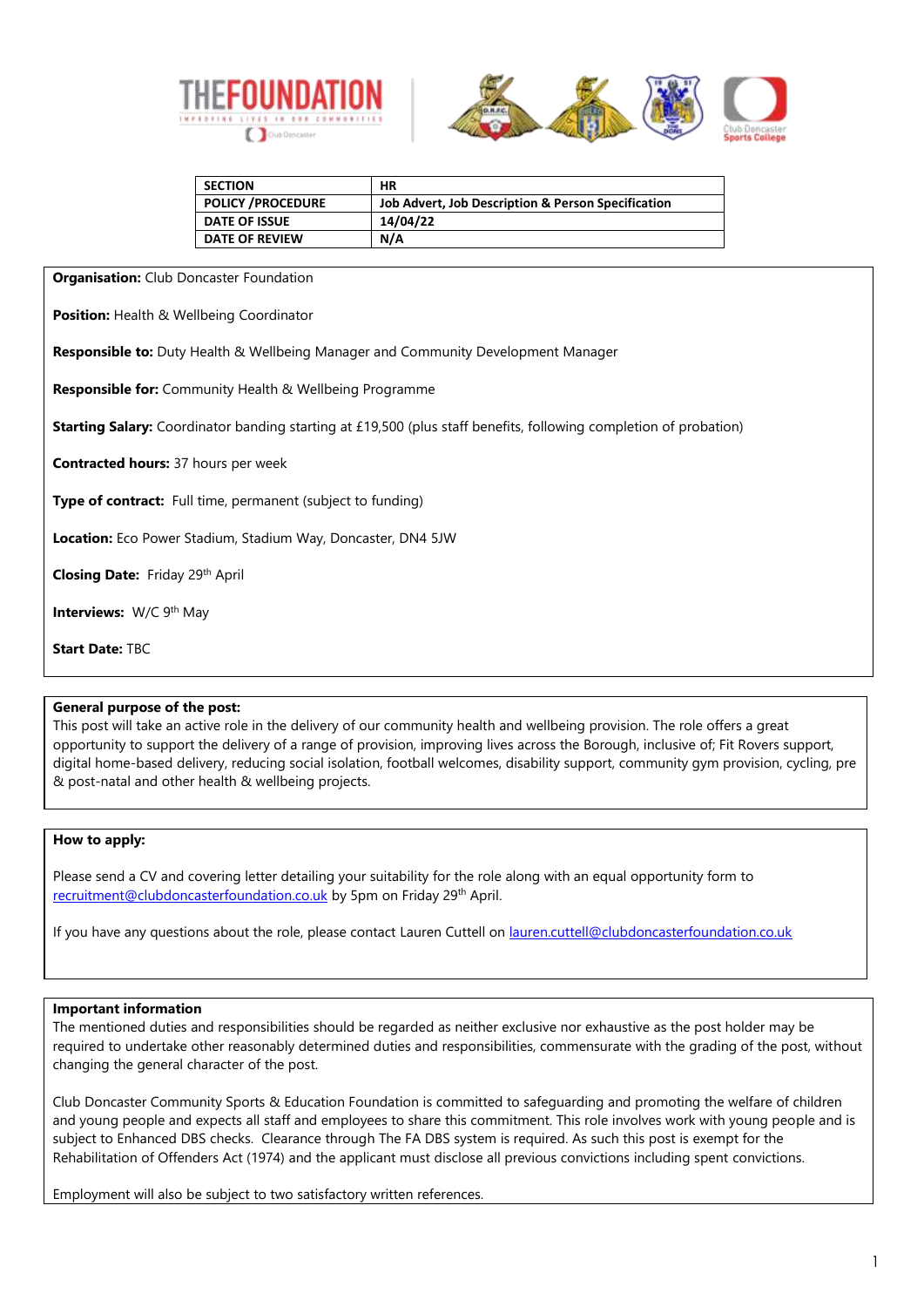| SECTION | HR |
| --- | --- |
| POLICY /PROCEDURE | Job Advert, Job Description & Person Specification |
| DATE OF ISSUE | 14/04/22 |
| DATE OF REVIEW | N/A |

**Organisation:** Club Doncaster Foundation

**Position:** Health & Wellbeing Coordinator

**Responsible to:** Duty Health & Wellbeing Manager and Community Development Manager

**Responsible for:** Community Health & Wellbeing Programme

**Starting Salary:** Coordinator banding starting at £19,500 (plus staff benefits, following completion of probation)

**Contracted hours:** 37 hours per week

**Type of contract:** Full time, permanent (subject to funding)

**Location:** Eco Power Stadium, Stadium Way, Doncaster, DN4 5JW

**Closing Date:** Friday 29th April

**Interviews:** W/C 9th May

**Start Date:** TBC

**General purpose of the post:**
This post will take an active role in the delivery of our community health and wellbeing provision. The role offers a great opportunity to support the delivery of a range of provision, improving lives across the Borough, inclusive of; Fit Rovers support, digital home-based delivery, reducing social isolation, football welcomes, disability support, community gym provision, cycling, pre & post-natal and other health & wellbeing projects.

**How to apply:**

Please send a CV and covering letter detailing your suitability for the role along with an equal opportunity form to recruitment@clubdoncasterfoundation.co.uk by 5pm on Friday 29th April.

If you have any questions about the role, please contact Lauren Cuttell on lauren.cuttell@clubdoncasterfoundation.co.uk

**Important information**
The mentioned duties and responsibilities should be regarded as neither exclusive nor exhaustive as the post holder may be required to undertake other reasonably determined duties and responsibilities, commensurate with the grading of the post, without changing the general character of the post.

Club Doncaster Community Sports & Education Foundation is committed to safeguarding and promoting the welfare of children and young people and expects all staff and employees to share this commitment. This role involves work with young people and is subject to Enhanced DBS checks. Clearance through The FA DBS system is required. As such this post is exempt for the Rehabilitation of Offenders Act (1974) and the applicant must disclose all previous convictions including spent convictions.

Employment will also be subject to two satisfactory written references.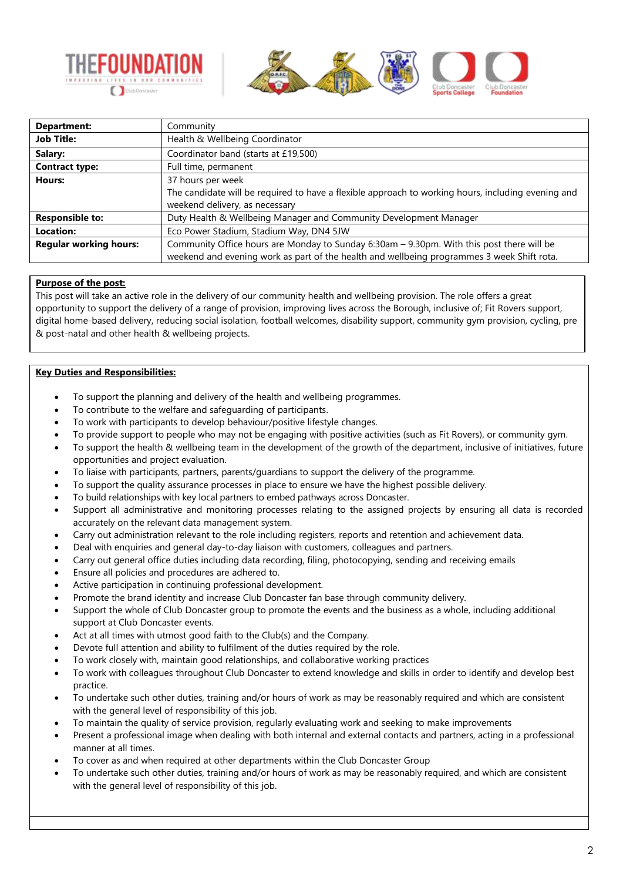| Department: | Community |
|---|---|
| Job Title: | Health & Wellbeing Coordinator |
| Salary: | Coordinator band (starts at £19,500) |
| Contract type: | Full time, permanent |
| Hours: | 37 hours per week<br>The candidate will be required to have a flexible approach to working hours, including evening and weekend delivery, as necessary |
| Responsible to: | Duty Health & Wellbeing Manager and Community Development Manager |
| Location: | Eco Power Stadium, Stadium Way, DN4 5JW |
| Regular working hours: | Community Office hours are Monday to Sunday 6:30am – 9.30pm. With this post there will be weekend and evening work as part of the health and wellbeing programmes 3 week Shift rota. |

**Purpose of the post:**

This post will take an active role in the delivery of our community health and wellbeing provision. The role offers a great opportunity to support the delivery of a range of provision, improving lives across the Borough, inclusive of; Fit Rovers support, digital home-based delivery, reducing social isolation, football welcomes, disability support, community gym provision, cycling, pre & post-natal and other health & wellbeing projects.

**Key Duties and Responsibilities:**

- To support the planning and delivery of the health and wellbeing programmes.
- To contribute to the welfare and safeguarding of participants.
- To work with participants to develop behaviour/positive lifestyle changes.
- To provide support to people who may not be engaging with positive activities (such as Fit Rovers), or community gym.
- To support the health & wellbeing team in the development of the growth of the department, inclusive of initiatives, future opportunities and project evaluation.
- To liaise with participants, partners, parents/guardians to support the delivery of the programme.
- To support the quality assurance processes in place to ensure we have the highest possible delivery.
- To build relationships with key local partners to embed pathways across Doncaster.
- Support all administrative and monitoring processes relating to the assigned projects by ensuring all data is recorded accurately on the relevant data management system.
- Carry out administration relevant to the role including registers, reports and retention and achievement data.
- Deal with enquiries and general day-to-day liaison with customers, colleagues and partners.
- Carry out general office duties including data recording, filing, photocopying, sending and receiving emails
- Ensure all policies and procedures are adhered to.
- Active participation in continuing professional development.
- Promote the brand identity and increase Club Doncaster fan base through community delivery.
- Support the whole of Club Doncaster group to promote the events and the business as a whole, including additional support at Club Doncaster events.
- Act at all times with utmost good faith to the Club(s) and the Company.
- Devote full attention and ability to fulfilment of the duties required by the role.
- To work closely with, maintain good relationships, and collaborative working practices
- To work with colleagues throughout Club Doncaster to extend knowledge and skills in order to identify and develop best practice.
- To undertake such other duties, training and/or hours of work as may be reasonably required and which are consistent with the general level of responsibility of this job.
- To maintain the quality of service provision, regularly evaluating work and seeking to make improvements
- Present a professional image when dealing with both internal and external contacts and partners, acting in a professional manner at all times.
- To cover as and when required at other departments within the Club Doncaster Group
- To undertake such other duties, training and/or hours of work as may be reasonably required, and which are consistent with the general level of responsibility of this job.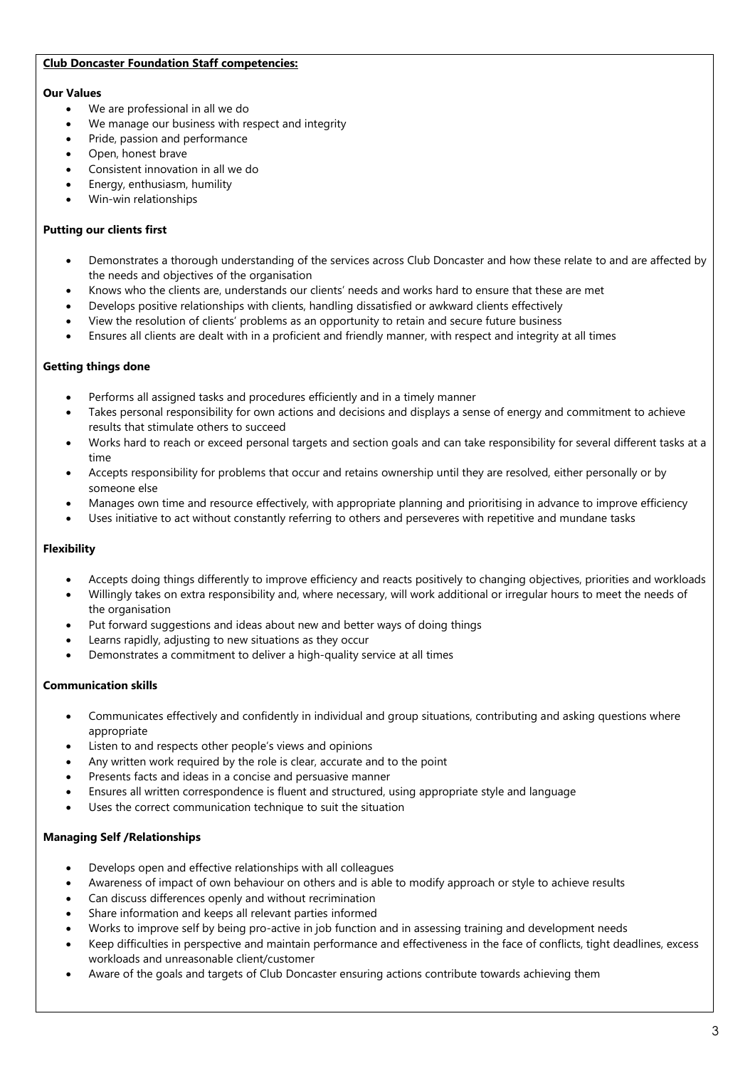**<u>Club Doncaster Foundation Staff competencies:</u>**

**Our Values**

- We are professional in all we do
- We manage our business with respect and integrity
- Pride, passion and performance
- Open, honest brave
- Consistent innovation in all we do
- Energy, enthusiasm, humility
- Win-win relationships

**Putting our clients first**

- Demonstrates a thorough understanding of the services across Club Doncaster and how these relate to and are affected by the needs and objectives of the organisation
- Knows who the clients are, understands our clients' needs and works hard to ensure that these are met
- Develops positive relationships with clients, handling dissatisfied or awkward clients effectively
- View the resolution of clients' problems as an opportunity to retain and secure future business
- Ensures all clients are dealt with in a proficient and friendly manner, with respect and integrity at all times

**Getting things done**

- Performs all assigned tasks and procedures efficiently and in a timely manner
- Takes personal responsibility for own actions and decisions and displays a sense of energy and commitment to achieve results that stimulate others to succeed
- Works hard to reach or exceed personal targets and section goals and can take responsibility for several different tasks at a time
- Accepts responsibility for problems that occur and retains ownership until they are resolved, either personally or by someone else
- Manages own time and resource effectively, with appropriate planning and prioritising in advance to improve efficiency
- Uses initiative to act without constantly referring to others and perseveres with repetitive and mundane tasks

**Flexibility**

- Accepts doing things differently to improve efficiency and reacts positively to changing objectives, priorities and workloads
- Willingly takes on extra responsibility and, where necessary, will work additional or irregular hours to meet the needs of the organisation
- Put forward suggestions and ideas about new and better ways of doing things
- Learns rapidly, adjusting to new situations as they occur
- Demonstrates a commitment to deliver a high-quality service at all times

**Communication skills**

- Communicates effectively and confidently in individual and group situations, contributing and asking questions where appropriate
- Listen to and respects other people's views and opinions
- Any written work required by the role is clear, accurate and to the point
- Presents facts and ideas in a concise and persuasive manner
- Ensures all written correspondence is fluent and structured, using appropriate style and language
- Uses the correct communication technique to suit the situation

**Managing Self /Relationships**

- Develops open and effective relationships with all colleagues
- Awareness of impact of own behaviour on others and is able to modify approach or style to achieve results
- Can discuss differences openly and without recrimination
- Share information and keeps all relevant parties informed
- Works to improve self by being pro-active in job function and in assessing training and development needs
- Keep difficulties in perspective and maintain performance and effectiveness in the face of conflicts, tight deadlines, excess workloads and unreasonable client/customer
- Aware of the goals and targets of Club Doncaster ensuring actions contribute towards achieving them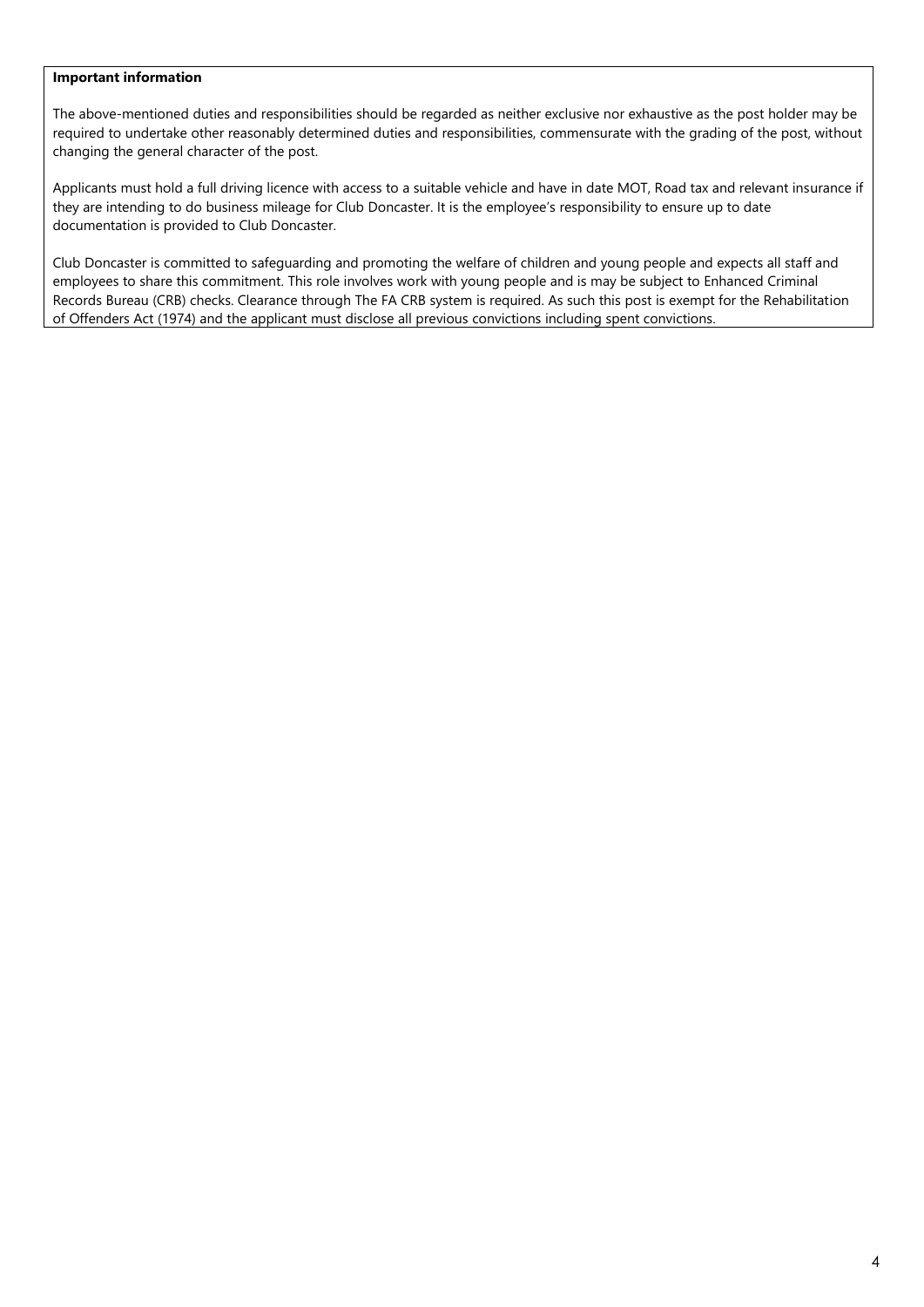**Important information**

The above-mentioned duties and responsibilities should be regarded as neither exclusive nor exhaustive as the post holder may be required to undertake other reasonably determined duties and responsibilities, commensurate with the grading of the post, without changing the general character of the post.

Applicants must hold a full driving licence with access to a suitable vehicle and have in date MOT, Road tax and relevant insurance if they are intending to do business mileage for Club Doncaster. It is the employee's responsibility to ensure up to date documentation is provided to Club Doncaster.

Club Doncaster is committed to safeguarding and promoting the welfare of children and young people and expects all staff and employees to share this commitment. This role involves work with young people and is may be subject to Enhanced Criminal Records Bureau (CRB) checks. Clearance through The FA CRB system is required. As such this post is exempt for the Rehabilitation of Offenders Act (1974) and the applicant must disclose all previous convictions including spent convictions.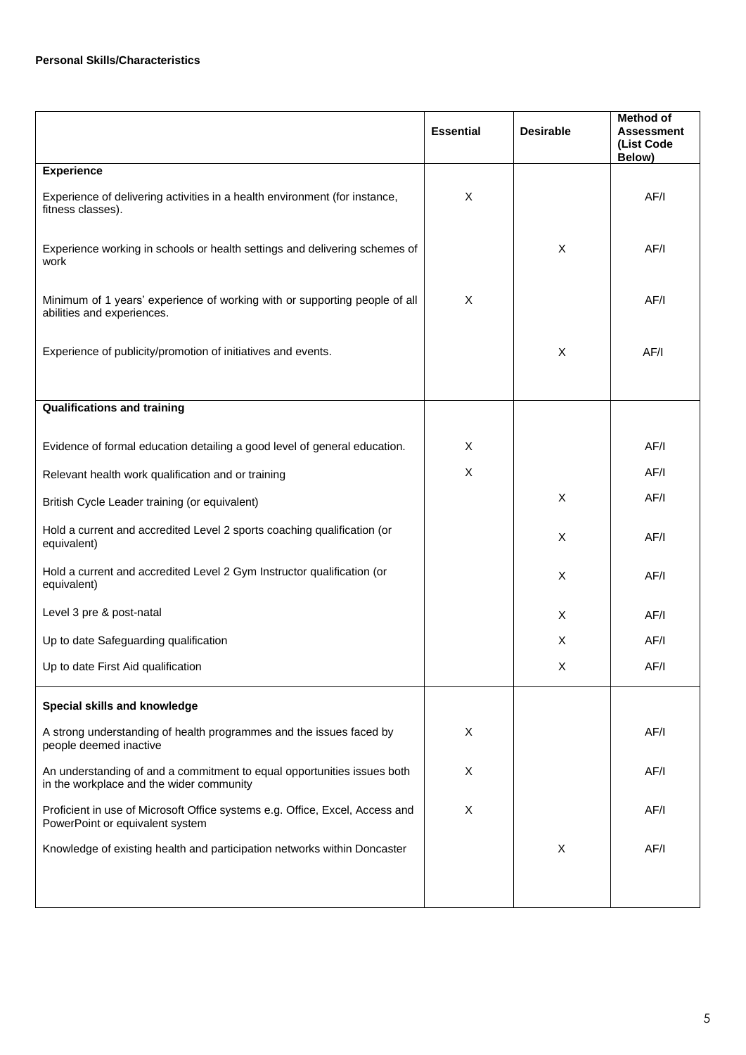**Personal Skills/Characteristics**

| | Essential | Desirable | Method of Assessment (List Code Below) |
|---|---|---|---|
| **Experience** | | | |
| Experience of delivering activities in a health environment (for instance, fitness classes). | X | | AF/I |
| Experience working in schools or health settings and delivering schemes of work | | X | AF/I |
| Minimum of 1 years' experience of working with or supporting people of all abilities and experiences. | X | | AF/I |
| Experience of publicity/promotion of initiatives and events. | | X | AF/I |
| **Qualifications and training** | | | |
| Evidence of formal education detailing a good level of general education. | X | | AF/I |
| Relevant health work qualification and or training | X | | AF/I |
| British Cycle Leader training (or equivalent) | | X | AF/I |
| Hold a current and accredited Level 2 sports coaching qualification (or equivalent) | | X | AF/I |
| Hold a current and accredited Level 2 Gym Instructor qualification (or equivalent) | | X | AF/I |
| Level 3 pre & post-natal | | X | AF/I |
| Up to date Safeguarding qualification | | X | AF/I |
| Up to date First Aid qualification | | X | AF/I |
| **Special skills and knowledge** | | | |
| A strong understanding of health programmes and the issues faced by people deemed inactive | X | | AF/I |
| An understanding of and a commitment to equal opportunities issues both in the workplace and the wider community | X | | AF/I |
| Proficient in use of Microsoft Office systems e.g. Office, Excel, Access and PowerPoint or equivalent system | X | | AF/I |
| Knowledge of existing health and participation networks within Doncaster | | X | AF/I |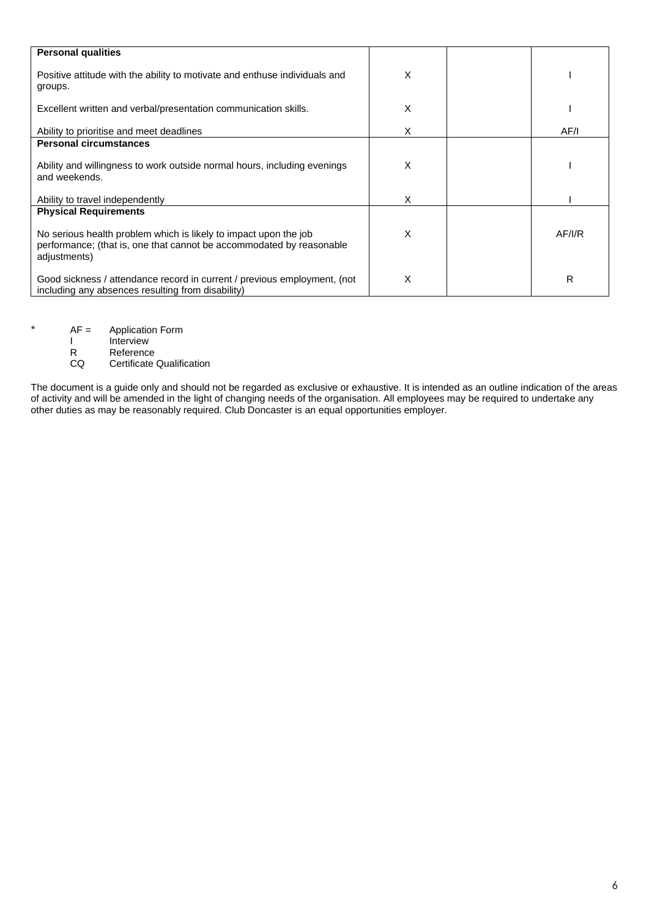| | | | |
|---|---|---|---|
| **Personal qualities** | | | |
| Positive attitude with the ability to motivate and enthuse individuals and groups. | X | | I |
| Excellent written and verbal/presentation communication skills. | X | | I |
| Ability to prioritise and meet deadlines | X | | AF/I |
| **Personal circumstances** | | | |
| Ability and willingness to work outside normal hours, including evenings and weekends. | X | | I |
| Ability to travel independently | X | | I |
| **Physical Requirements** | | | |
| No serious health problem which is likely to impact upon the job performance; (that is, one that cannot be accommodated by reasonable adjustments) | X | | AF/I/R |
| Good sickness / attendance record in current / previous employment, (not including any absences resulting from disability) | X | | R |

\* AF = Application Form
I Interview
R Reference
CQ Certificate Qualification

The document is a guide only and should not be regarded as exclusive or exhaustive. It is intended as an outline indication of the areas of activity and will be amended in the light of changing needs of the organisation. All employees may be required to undertake any other duties as may be reasonably required. Club Doncaster is an equal opportunities employer.